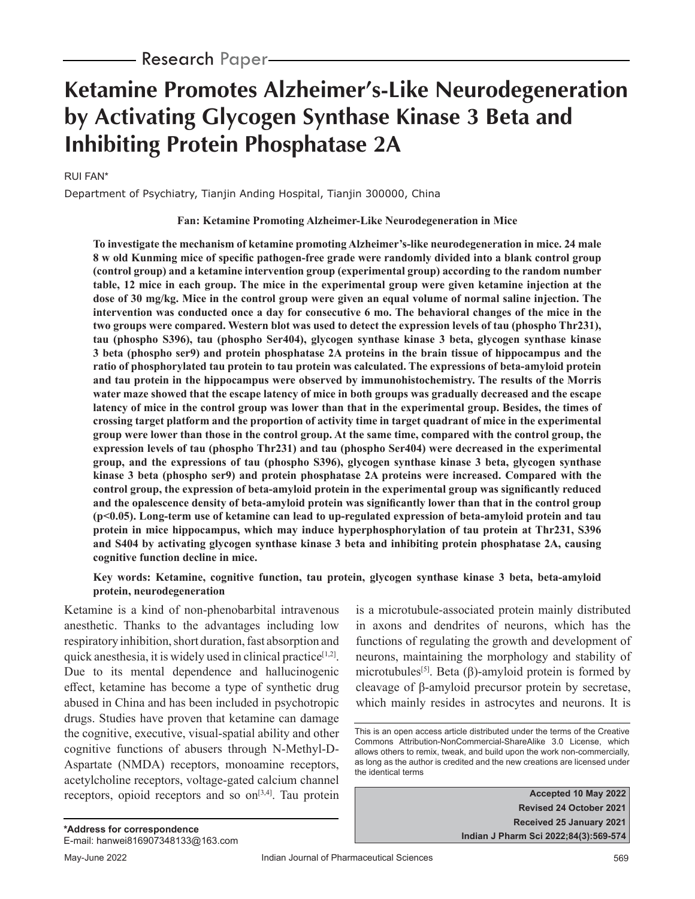Research Paper

# Ketamine Promotes Alzheimer's-Like Neurodegeneration by Activating Glycogen Synthase Kinase 3 Beta and Inhibiting Protein Phosphatase 2A

RUI FAN*

Department of Psychiatry, Tianjin Anding Hospital, Tianjin 300000, China

**Fan: Ketamine Promoting Alzheimer-Like Neurodegeneration in Mice**

**To investigate the mechanism of ketamine promoting Alzheimer's-like neurodegeneration in mice. 24 male 8 w old Kunming mice of specific pathogen-free grade were randomly divided into a blank control group (control group) and a ketamine intervention group (experimental group) according to the random number table, 12 mice in each group. The mice in the experimental group were given ketamine injection at the dose of 30 mg/kg. Mice in the control group were given an equal volume of normal saline injection. The intervention was conducted once a day for consecutive 6 mo. The behavioral changes of the mice in the two groups were compared. Western blot was used to detect the expression levels of tau (phospho Thr231), tau (phospho S396), tau (phospho Ser404), glycogen synthase kinase 3 beta, glycogen synthase kinase 3 beta (phospho ser9) and protein phosphatase 2A proteins in the brain tissue of hippocampus and the ratio of phosphorylated tau protein to tau protein was calculated. The expressions of beta-amyloid protein and tau protein in the hippocampus were observed by immunohistochemistry. The results of the Morris water maze showed that the escape latency of mice in both groups was gradually decreased and the escape latency of mice in the control group was lower than that in the experimental group. Besides, the times of crossing target platform and the proportion of activity time in target quadrant of mice in the experimental group were lower than those in the control group. At the same time, compared with the control group, the expression levels of tau (phospho Thr231) and tau (phospho Ser404) were decreased in the experimental group, and the expressions of tau (phospho S396), glycogen synthase kinase 3 beta, glycogen synthase kinase 3 beta (phospho ser9) and protein phosphatase 2A proteins were increased. Compared with the control group, the expression of beta-amyloid protein in the experimental group was significantly reduced and the opalescence density of beta-amyloid protein was significantly lower than that in the control group ($p<0.05$). Long-term use of ketamine can lead to up-regulated expression of beta-amyloid protein and tau protein in mice hippocampus, which may induce hyperphosphorylation of tau protein at Thr231, S396 and S404 by activating glycogen synthase kinase 3 beta and inhibiting protein phosphatase 2A, causing cognitive function decline in mice.**

**Key words: Ketamine, cognitive function, tau protein, glycogen synthase kinase 3 beta, beta-amyloid protein, neurodegeneration**

Ketamine is a kind of non-phenobarbital intravenous anesthetic. Thanks to the advantages including low respiratory inhibition, short duration, fast absorption and quick anesthesia, it is widely used in clinical practice[1,2]. Due to its mental dependence and hallucinogenic effect, ketamine has become a type of synthetic drug abused in China and has been included in psychotropic drugs. Studies have proven that ketamine can damage the cognitive, executive, visual-spatial ability and other cognitive functions of abusers through N-Methyl-D-Aspartate (NMDA) receptors, monoamine receptors, acetylcholine receptors, voltage-gated calcium channel receptors, opioid receptors and so on[3,4]. Tau protein is a microtubule-associated protein mainly distributed in axons and dendrites of neurons, which has the functions of regulating the growth and development of neurons, maintaining the morphology and stability of microtubules[5]. Beta (β)-amyloid protein is formed by cleavage of β-amyloid precursor protein by secretase, which mainly resides in astrocytes and neurons. It is

**\*Address for correspondence**
E-mail: hanwei816907348133@163.com

This is an open access article distributed under the terms of the Creative Commons Attribution-NonCommercial-ShareAlike 3.0 License, which allows others to remix, tweak, and build upon the work non-commercially, as long as the author is credited and the new creations are licensed under the identical terms

**Accepted 10 May 2022**
**Revised 24 October 2021**
**Received 25 January 2021**
**Indian J Pharm Sci 2022;84(3):569-574**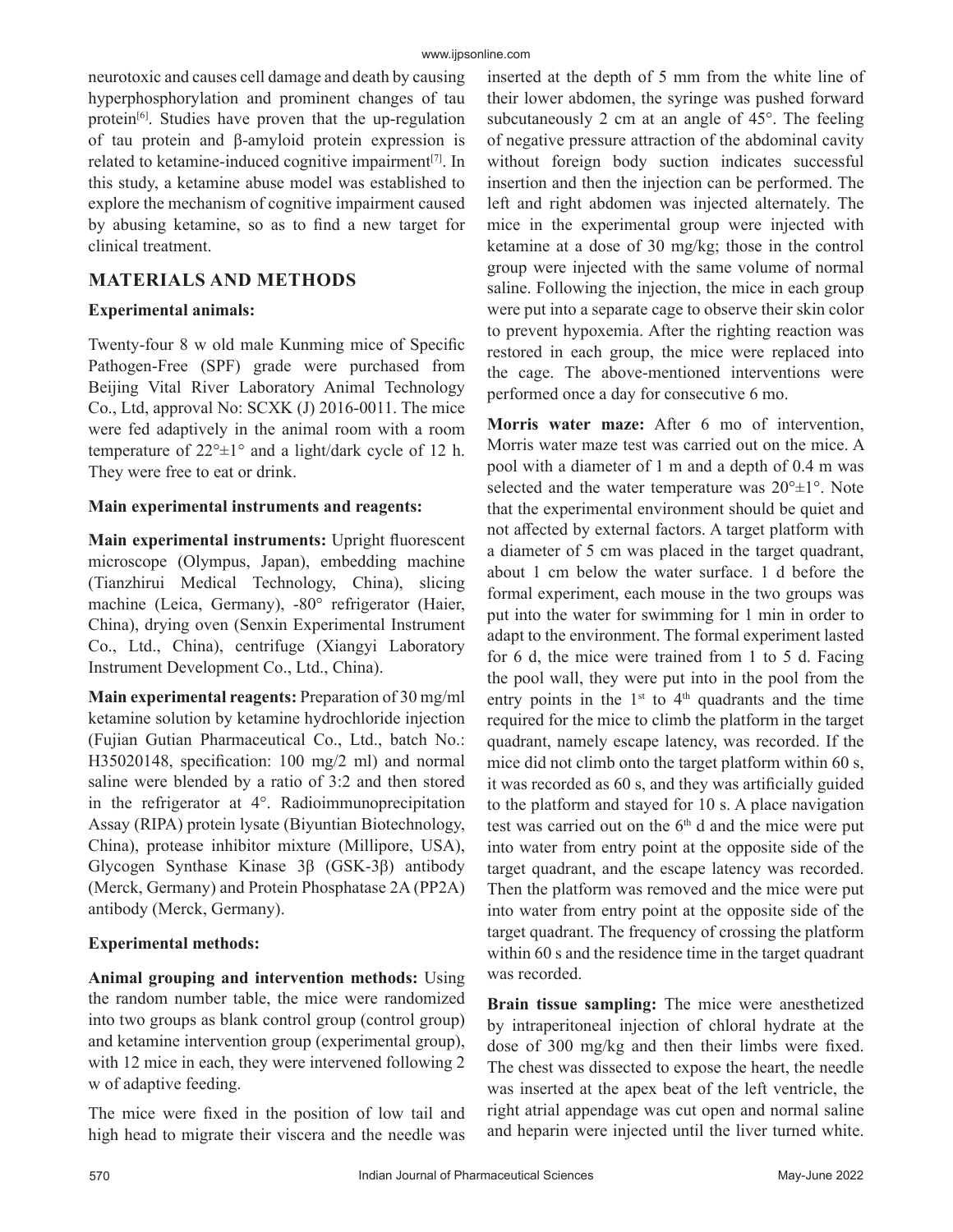neurotoxic and causes cell damage and death by causing hyperphosphorylation and prominent changes of tau protein[6]. Studies have proven that the up-regulation of tau protein and β-amyloid protein expression is related to ketamine-induced cognitive impairment[7]. In this study, a ketamine abuse model was established to explore the mechanism of cognitive impairment caused by abusing ketamine, so as to find a new target for clinical treatment.

## MATERIALS AND METHODS

### Experimental animals:

Twenty-four 8 w old male Kunming mice of Specific Pathogen-Free (SPF) grade were purchased from Beijing Vital River Laboratory Animal Technology Co., Ltd, approval No: SCXK (J) 2016-0011. The mice were fed adaptively in the animal room with a room temperature of 22°±1° and a light/dark cycle of 12 h. They were free to eat or drink.

### Main experimental instruments and reagents:

**Main experimental instruments:** Upright fluorescent microscope (Olympus, Japan), embedding machine (Tianzhirui Medical Technology, China), slicing machine (Leica, Germany), -80° refrigerator (Haier, China), drying oven (Senxin Experimental Instrument Co., Ltd., China), centrifuge (Xiangyi Laboratory Instrument Development Co., Ltd., China).

**Main experimental reagents:** Preparation of 30 mg/ml ketamine solution by ketamine hydrochloride injection (Fujian Gutian Pharmaceutical Co., Ltd., batch No.: H35020148, specification: 100 mg/2 ml) and normal saline were blended by a ratio of 3:2 and then stored in the refrigerator at 4°. Radioimmunoprecipitation Assay (RIPA) protein lysate (Biyuntian Biotechnology, China), protease inhibitor mixture (Millipore, USA), Glycogen Synthase Kinase 3β (GSK-3β) antibody (Merck, Germany) and Protein Phosphatase 2A (PP2A) antibody (Merck, Germany).

### Experimental methods:

**Animal grouping and intervention methods:** Using the random number table, the mice were randomized into two groups as blank control group (control group) and ketamine intervention group (experimental group), with 12 mice in each, they were intervened following 2 w of adaptive feeding.

The mice were fixed in the position of low tail and high head to migrate their viscera and the needle was inserted at the depth of 5 mm from the white line of their lower abdomen, the syringe was pushed forward subcutaneously 2 cm at an angle of 45°. The feeling of negative pressure attraction of the abdominal cavity without foreign body suction indicates successful insertion and then the injection can be performed. The left and right abdomen was injected alternately. The mice in the experimental group were injected with ketamine at a dose of 30 mg/kg; those in the control group were injected with the same volume of normal saline. Following the injection, the mice in each group were put into a separate cage to observe their skin color to prevent hypoxemia. After the righting reaction was restored in each group, the mice were replaced into the cage. The above-mentioned interventions were performed once a day for consecutive 6 mo.

**Morris water maze:** After 6 mo of intervention, Morris water maze test was carried out on the mice. A pool with a diameter of 1 m and a depth of 0.4 m was selected and the water temperature was 20°±1°. Note that the experimental environment should be quiet and not affected by external factors. A target platform with a diameter of 5 cm was placed in the target quadrant, about 1 cm below the water surface. 1 d before the formal experiment, each mouse in the two groups was put into the water for swimming for 1 min in order to adapt to the environment. The formal experiment lasted for 6 d, the mice were trained from 1 to 5 d. Facing the pool wall, they were put into in the pool from the entry points in the 1st to 4th quadrants and the time required for the mice to climb the platform in the target quadrant, namely escape latency, was recorded. If the mice did not climb onto the target platform within 60 s, it was recorded as 60 s, and they was artificially guided to the platform and stayed for 10 s. A place navigation test was carried out on the 6th d and the mice were put into water from entry point at the opposite side of the target quadrant, and the escape latency was recorded. Then the platform was removed and the mice were put into water from entry point at the opposite side of the target quadrant. The frequency of crossing the platform within 60 s and the residence time in the target quadrant was recorded.

**Brain tissue sampling:** The mice were anesthetized by intraperitoneal injection of chloral hydrate at the dose of 300 mg/kg and then their limbs were fixed. The chest was dissected to expose the heart, the needle was inserted at the apex beat of the left ventricle, the right atrial appendage was cut open and normal saline and heparin were injected until the liver turned white.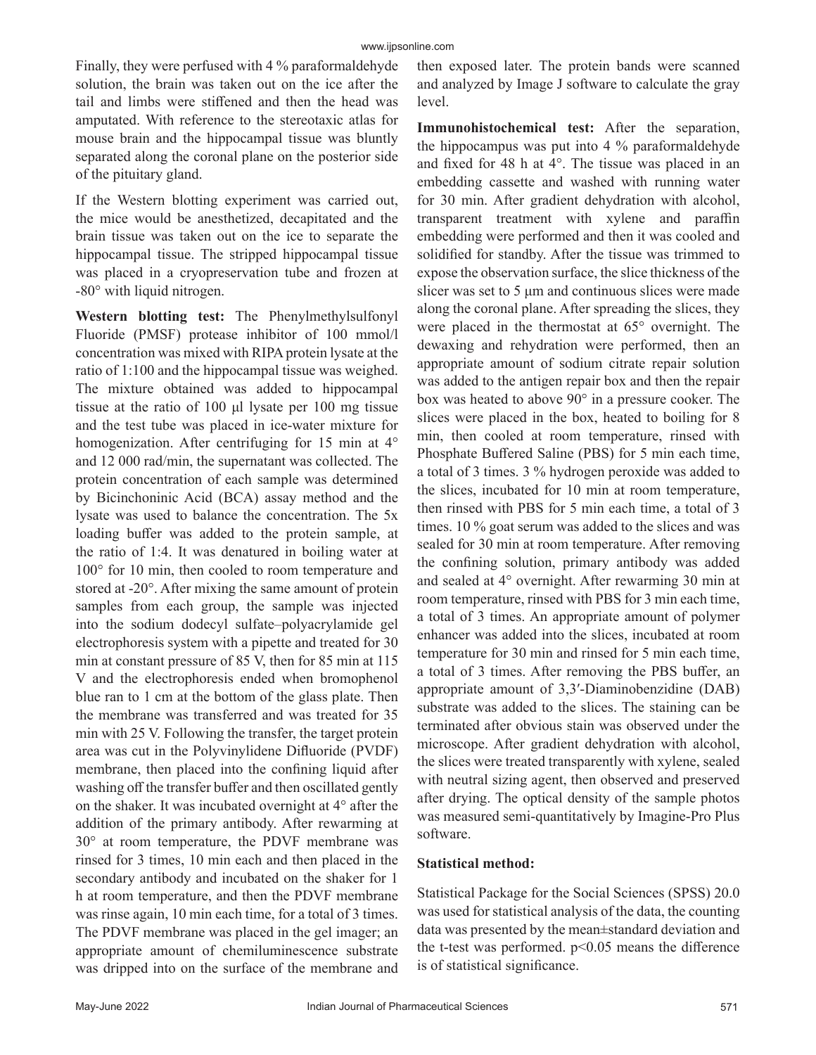Finally, they were perfused with 4 % paraformaldehyde solution, the brain was taken out on the ice after the tail and limbs were stiffened and then the head was amputated. With reference to the stereotaxic atlas for mouse brain and the hippocampal tissue was bluntly separated along the coronal plane on the posterior side of the pituitary gland.

If the Western blotting experiment was carried out, the mice would be anesthetized, decapitated and the brain tissue was taken out on the ice to separate the hippocampal tissue. The stripped hippocampal tissue was placed in a cryopreservation tube and frozen at -80° with liquid nitrogen.

**Western blotting test:** The Phenylmethylsulfonyl Fluoride (PMSF) protease inhibitor of 100 mmol/l concentration was mixed with RIPA protein lysate at the ratio of 1:100 and the hippocampal tissue was weighed. The mixture obtained was added to hippocampal tissue at the ratio of 100 μl lysate per 100 mg tissue and the test tube was placed in ice-water mixture for homogenization. After centrifuging for 15 min at 4° and 12 000 rad/min, the supernatant was collected. The protein concentration of each sample was determined by Bicinchoninic Acid (BCA) assay method and the lysate was used to balance the concentration. The 5x loading buffer was added to the protein sample, at the ratio of 1:4. It was denatured in boiling water at 100° for 10 min, then cooled to room temperature and stored at -20°. After mixing the same amount of protein samples from each group, the sample was injected into the sodium dodecyl sulfate–polyacrylamide gel electrophoresis system with a pipette and treated for 30 min at constant pressure of 85 V, then for 85 min at 115 V and the electrophoresis ended when bromophenol blue ran to 1 cm at the bottom of the glass plate. Then the membrane was transferred and was treated for 35 min with 25 V. Following the transfer, the target protein area was cut in the Polyvinylidene Difluoride (PVDF) membrane, then placed into the confining liquid after washing off the transfer buffer and then oscillated gently on the shaker. It was incubated overnight at 4° after the addition of the primary antibody. After rewarming at 30° at room temperature, the PDVF membrane was rinsed for 3 times, 10 min each and then placed in the secondary antibody and incubated on the shaker for 1 h at room temperature, and then the PDVF membrane was rinse again, 10 min each time, for a total of 3 times. The PDVF membrane was placed in the gel imager; an appropriate amount of chemiluminescence substrate was dripped into on the surface of the membrane and then exposed later. The protein bands were scanned and analyzed by Image J software to calculate the gray level.

**Immunohistochemical test:** After the separation, the hippocampus was put into 4 % paraformaldehyde and fixed for 48 h at 4°. The tissue was placed in an embedding cassette and washed with running water for 30 min. After gradient dehydration with alcohol, transparent treatment with xylene and paraffin embedding were performed and then it was cooled and solidified for standby. After the tissue was trimmed to expose the observation surface, the slice thickness of the slicer was set to 5 μm and continuous slices were made along the coronal plane. After spreading the slices, they were placed in the thermostat at 65° overnight. The dewaxing and rehydration were performed, then an appropriate amount of sodium citrate repair solution was added to the antigen repair box and then the repair box was heated to above 90° in a pressure cooker. The slices were placed in the box, heated to boiling for 8 min, then cooled at room temperature, rinsed with Phosphate Buffered Saline (PBS) for 5 min each time, a total of 3 times. 3 % hydrogen peroxide was added to the slices, incubated for 10 min at room temperature, then rinsed with PBS for 5 min each time, a total of 3 times. 10 % goat serum was added to the slices and was sealed for 30 min at room temperature. After removing the confining solution, primary antibody was added and sealed at 4° overnight. After rewarming 30 min at room temperature, rinsed with PBS for 3 min each time, a total of 3 times. An appropriate amount of polymer enhancer was added into the slices, incubated at room temperature for 30 min and rinsed for 5 min each time, a total of 3 times. After removing the PBS buffer, an appropriate amount of 3,3′-Diaminobenzidine (DAB) substrate was added to the slices. The staining can be terminated after obvious stain was observed under the microscope. After gradient dehydration with alcohol, the slices were treated transparently with xylene, sealed with neutral sizing agent, then observed and preserved after drying. The optical density of the sample photos was measured semi-quantitatively by Imagine-Pro Plus software.

**Statistical method:**

Statistical Package for the Social Sciences (SPSS) 20.0 was used for statistical analysis of the data, the counting data was presented by the mean±standard deviation and the t-test was performed. $p<0.05$ means the difference is of statistical significance.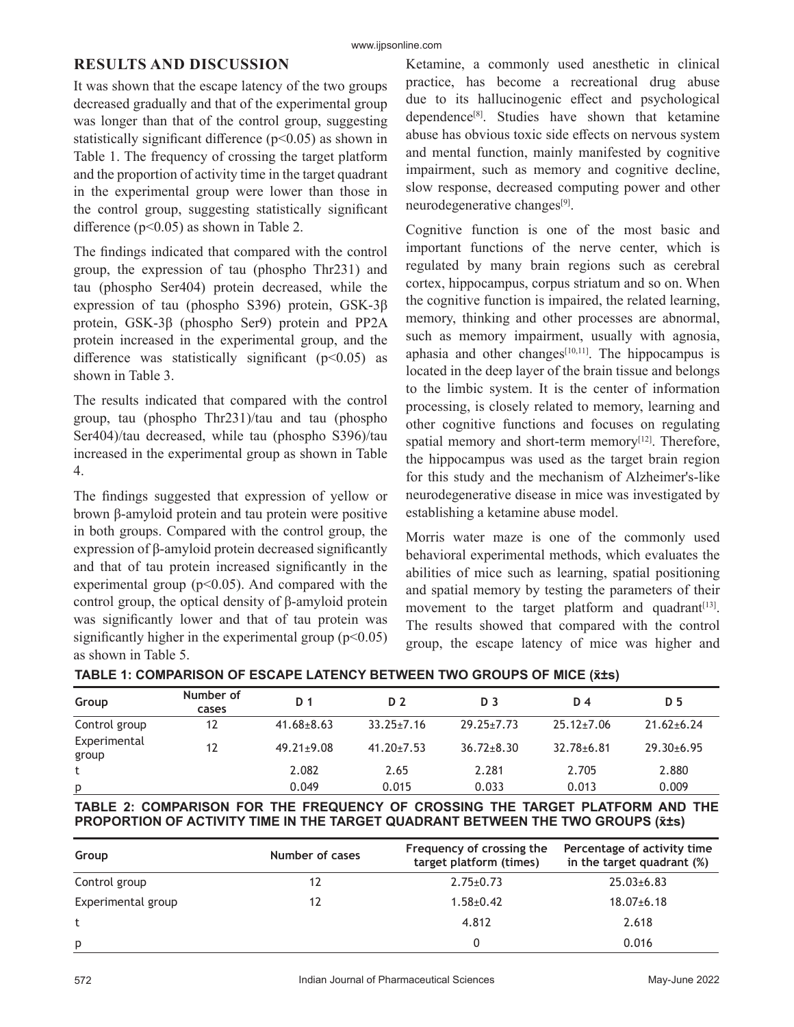## RESULTS AND DISCUSSION

It was shown that the escape latency of the two groups decreased gradually and that of the experimental group was longer than that of the control group, suggesting statistically significant difference ($p<0.05$) as shown in Table 1. The frequency of crossing the target platform and the proportion of activity time in the target quadrant in the experimental group were lower than those in the control group, suggesting statistically significant difference ($p<0.05$) as shown in Table 2.

The findings indicated that compared with the control group, the expression of tau (phospho Thr231) and tau (phospho Ser404) protein decreased, while the expression of tau (phospho S396) protein, GSK-3β protein, GSK-3β (phospho Ser9) protein and PP2A protein increased in the experimental group, and the difference was statistically significant ($p<0.05$) as shown in Table 3.

The results indicated that compared with the control group, tau (phospho Thr231)/tau and tau (phospho Ser404)/tau decreased, while tau (phospho S396)/tau increased in the experimental group as shown in Table 4.

The findings suggested that expression of yellow or brown β-amyloid protein and tau protein were positive in both groups. Compared with the control group, the expression of β-amyloid protein decreased significantly and that of tau protein increased significantly in the experimental group ($p<0.05$). And compared with the control group, the optical density of β-amyloid protein was significantly lower and that of tau protein was significantly higher in the experimental group ($p<0.05$) as shown in Table 5.

Ketamine, a commonly used anesthetic in clinical practice, has become a recreational drug abuse due to its hallucinogenic effect and psychological dependence[8]. Studies have shown that ketamine abuse has obvious toxic side effects on nervous system and mental function, mainly manifested by cognitive impairment, such as memory and cognitive decline, slow response, decreased computing power and other neurodegenerative changes[9].

Cognitive function is one of the most basic and important functions of the nerve center, which is regulated by many brain regions such as cerebral cortex, hippocampus, corpus striatum and so on. When the cognitive function is impaired, the related learning, memory, thinking and other processes are abnormal, such as memory impairment, usually with agnosia, aphasia and other changes[10,11]. The hippocampus is located in the deep layer of the brain tissue and belongs to the limbic system. It is the center of information processing, is closely related to memory, learning and other cognitive functions and focuses on regulating spatial memory and short-term memory[12]. Therefore, the hippocampus was used as the target brain region for this study and the mechanism of Alzheimer's-like neurodegenerative disease in mice was investigated by establishing a ketamine abuse model.

Morris water maze is one of the commonly used behavioral experimental methods, which evaluates the abilities of mice such as learning, spatial positioning and spatial memory by testing the parameters of their movement to the target platform and quadrant[13]. The results showed that compared with the control group, the escape latency of mice was higher and

**TABLE 1: COMPARISON OF ESCAPE LATENCY BETWEEN TWO GROUPS OF MICE ($\bar{x}\pm s$)**

| Group | Number of cases | D 1 | D 2 | D 3 | D 4 | D 5 |
|---|---|---|---|---|---|---|
| Control group | 12 | 41.68±8.63 | 33.25±7.16 | 29.25±7.73 | 25.12±7.06 | 21.62±6.24 |
| Experimental group | 12 | 49.21±9.08 | 41.20±7.53 | 36.72±8.30 | 32.78±6.81 | 29.30±6.95 |
| t | | 2.082 | 2.65 | 2.281 | 2.705 | 2.880 |
| p | | 0.049 | 0.015 | 0.033 | 0.013 | 0.009 |

**TABLE 2: COMPARISON FOR THE FREQUENCY OF CROSSING THE TARGET PLATFORM AND THE PROPORTION OF ACTIVITY TIME IN THE TARGET QUADRANT BETWEEN THE TWO GROUPS ($\bar{x}\pm s$)**

| Group | Number of cases | Frequency of crossing the target platform (times) | Percentage of activity time in the target quadrant (%) |
|---|---|---|---|
| Control group | 12 | 2.75±0.73 | 25.03±6.83 |
| Experimental group | 12 | 1.58±0.42 | 18.07±6.18 |
| t | | 4.812 | 2.618 |
| p | | 0 | 0.016 |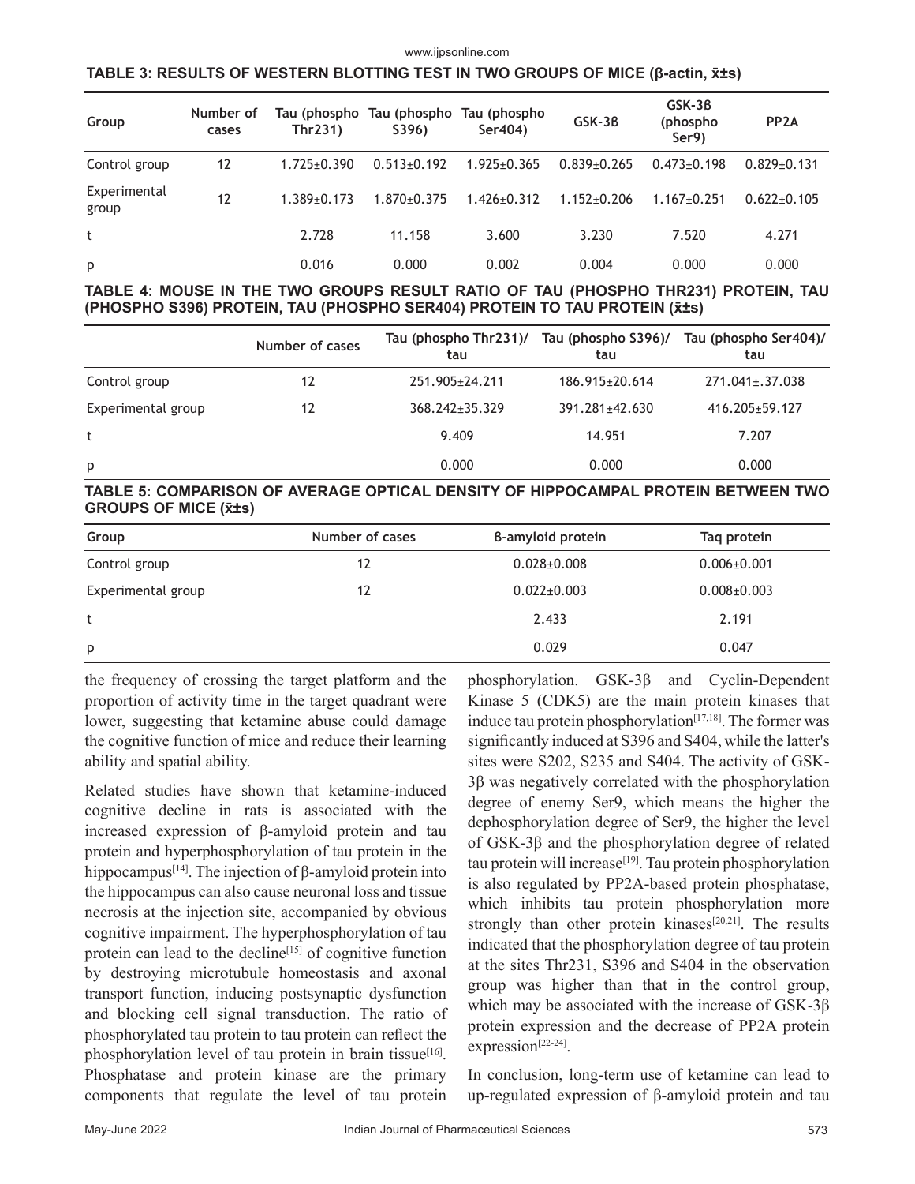**TABLE 3: RESULTS OF WESTERN BLOTTING TEST IN TWO GROUPS OF MICE (β-actin, x̄±s)**

| Group | Number of cases | Tau (phospho Thr231) | Tau (phospho S396) | Tau (phospho Ser404) | GSK-3β | GSK-3β (phospho Ser9) | PP2A |
|---|---|---|---|---|---|---|---|
| Control group | 12 | 1.725±0.390 | 0.513±0.192 | 1.925±0.365 | 0.839±0.265 | 0.473±0.198 | 0.829±0.131 |
| Experimental group | 12 | 1.389±0.173 | 1.870±0.375 | 1.426±0.312 | 1.152±0.206 | 1.167±0.251 | 0.622±0.105 |
| t | | 2.728 | 11.158 | 3.600 | 3.230 | 7.520 | 4.271 |
| p | | 0.016 | 0.000 | 0.002 | 0.004 | 0.000 | 0.000 |

**TABLE 4: MOUSE IN THE TWO GROUPS RESULT RATIO OF TAU (PHOSPHO THR231) PROTEIN, TAU (PHOSPHO S396) PROTEIN, TAU (PHOSPHO SER404) PROTEIN TO TAU PROTEIN (x̄±s)**

| | Number of cases | Tau (phospho Thr231)/ tau | Tau (phospho S396)/ tau | Tau (phospho Ser404)/ tau |
|---|---|---|---|---|
| Control group | 12 | 251.905±24.211 | 186.915±20.614 | 271.041±.37.038 |
| Experimental group | 12 | 368.242±35.329 | 391.281±42.630 | 416.205±59.127 |
| t | | 9.409 | 14.951 | 7.207 |
| p | | 0.000 | 0.000 | 0.000 |

**TABLE 5: COMPARISON OF AVERAGE OPTICAL DENSITY OF HIPPOCAMPAL PROTEIN BETWEEN TWO GROUPS OF MICE (x̄±s)**

| Group | Number of cases | β-amyloid protein | Taq protein |
|---|---|---|---|
| Control group | 12 | 0.028±0.008 | 0.006±0.001 |
| Experimental group | 12 | 0.022±0.003 | 0.008±0.003 |
| t | | 2.433 | 2.191 |
| p | | 0.029 | 0.047 |

the frequency of crossing the target platform and the proportion of activity time in the target quadrant were lower, suggesting that ketamine abuse could damage the cognitive function of mice and reduce their learning ability and spatial ability.

Related studies have shown that ketamine-induced cognitive decline in rats is associated with the increased expression of β-amyloid protein and tau protein and hyperphosphorylation of tau protein in the hippocampus[14]. The injection of β-amyloid protein into the hippocampus can also cause neuronal loss and tissue necrosis at the injection site, accompanied by obvious cognitive impairment. The hyperphosphorylation of tau protein can lead to the decline[15] of cognitive function by destroying microtubule homeostasis and axonal transport function, inducing postsynaptic dysfunction and blocking cell signal transduction. The ratio of phosphorylated tau protein to tau protein can reflect the phosphorylation level of tau protein in brain tissue[16]. Phosphatase and protein kinase are the primary components that regulate the level of tau protein phosphorylation. GSK-3β and Cyclin-Dependent Kinase 5 (CDK5) are the main protein kinases that induce tau protein phosphorylation[17,18]. The former was significantly induced at S396 and S404, while the latter's sites were S202, S235 and S404. The activity of GSK-3β was negatively correlated with the phosphorylation degree of enemy Ser9, which means the higher the dephosphorylation degree of Ser9, the higher the level of GSK-3β and the phosphorylation degree of related tau protein will increase[19]. Tau protein phosphorylation is also regulated by PP2A-based protein phosphatase, which inhibits tau protein phosphorylation more strongly than other protein kinases[20,21]. The results indicated that the phosphorylation degree of tau protein at the sites Thr231, S396 and S404 in the observation group was higher than that in the control group, which may be associated with the increase of GSK-3β protein expression and the decrease of PP2A protein expression[22-24].

In conclusion, long-term use of ketamine can lead to up-regulated expression of β-amyloid protein and tau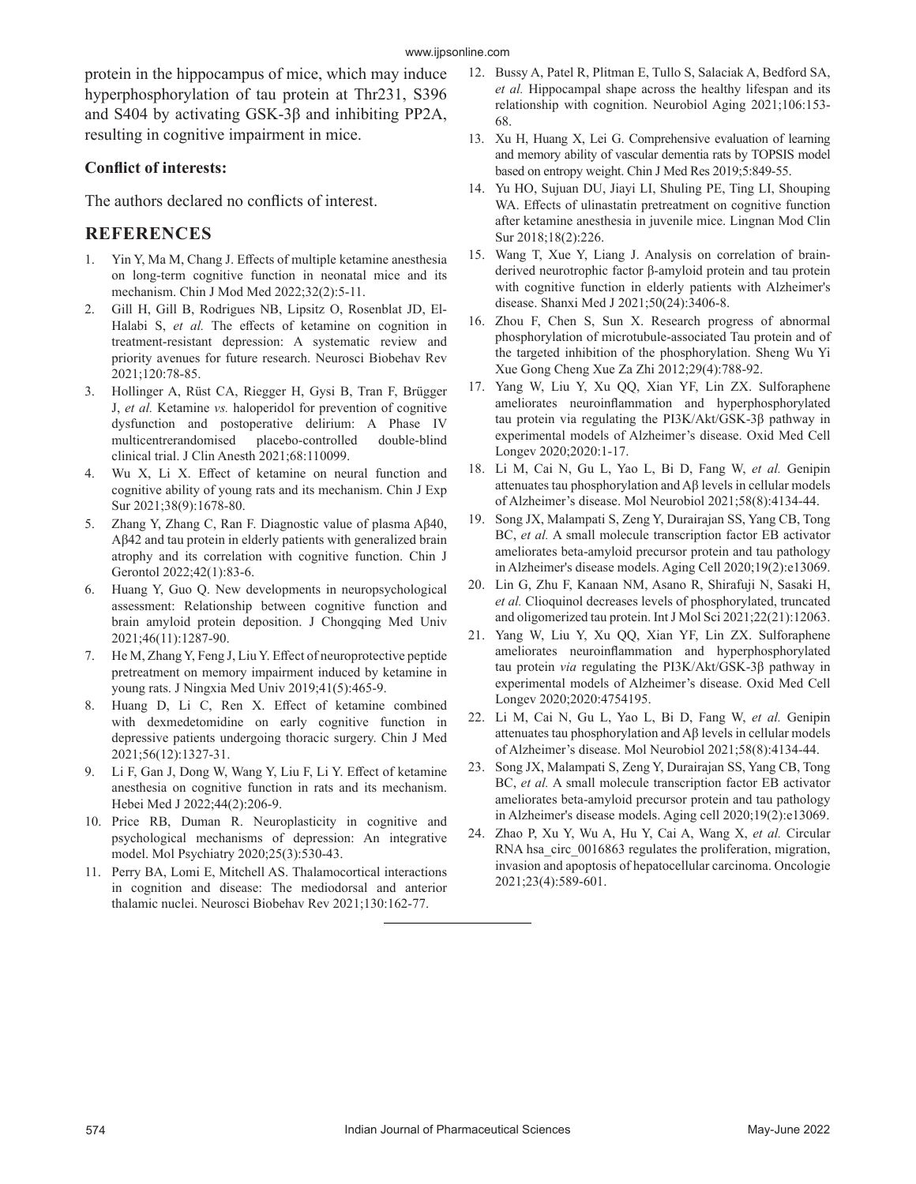protein in the hippocampus of mice, which may induce hyperphosphorylation of tau protein at Thr231, S396 and S404 by activating GSK-3β and inhibiting PP2A, resulting in cognitive impairment in mice.

**Conflict of interests:**

The authors declared no conflicts of interest.

## REFERENCES

1. Yin Y, Ma M, Chang J. Effects of multiple ketamine anesthesia on long-term cognitive function in neonatal mice and its mechanism. Chin J Mod Med 2022;32(2):5-11.
2. Gill H, Gill B, Rodrigues NB, Lipsitz O, Rosenblat JD, El-Halabi S, *et al.* The effects of ketamine on cognition in treatment-resistant depression: A systematic review and priority avenues for future research. Neurosci Biobehav Rev 2021;120:78-85.
3. Hollinger A, Rüst CA, Riegger H, Gysi B, Tran F, Brügger J, *et al.* Ketamine *vs.* haloperidol for prevention of cognitive dysfunction and postoperative delirium: A Phase IV multicentrerandomised placebo-controlled double-blind clinical trial. J Clin Anesth 2021;68:110099.
4. Wu X, Li X. Effect of ketamine on neural function and cognitive ability of young rats and its mechanism. Chin J Exp Sur 2021;38(9):1678-80.
5. Zhang Y, Zhang C, Ran F. Diagnostic value of plasma Aβ40, Aβ42 and tau protein in elderly patients with generalized brain atrophy and its correlation with cognitive function. Chin J Gerontol 2022;42(1):83-6.
6. Huang Y, Guo Q. New developments in neuropsychological assessment: Relationship between cognitive function and brain amyloid protein deposition. J Chongqing Med Univ 2021;46(11):1287-90.
7. He M, Zhang Y, Feng J, Liu Y. Effect of neuroprotective peptide pretreatment on memory impairment induced by ketamine in young rats. J Ningxia Med Univ 2019;41(5):465-9.
8. Huang D, Li C, Ren X. Effect of ketamine combined with dexmedetomidine on early cognitive function in depressive patients undergoing thoracic surgery. Chin J Med 2021;56(12):1327-31.
9. Li F, Gan J, Dong W, Wang Y, Liu F, Li Y. Effect of ketamine anesthesia on cognitive function in rats and its mechanism. Hebei Med J 2022;44(2):206-9.
10. Price RB, Duman R. Neuroplasticity in cognitive and psychological mechanisms of depression: An integrative model. Mol Psychiatry 2020;25(3):530-43.
11. Perry BA, Lomi E, Mitchell AS. Thalamocortical interactions in cognition and disease: The mediodorsal and anterior thalamic nuclei. Neurosci Biobehav Rev 2021;130:162-77.
12. Bussy A, Patel R, Plitman E, Tullo S, Salaciak A, Bedford SA, *et al.* Hippocampal shape across the healthy lifespan and its relationship with cognition. Neurobiol Aging 2021;106:153-68.
13. Xu H, Huang X, Lei G. Comprehensive evaluation of learning and memory ability of vascular dementia rats by TOPSIS model based on entropy weight. Chin J Med Res 2019;5:849-55.
14. Yu HO, Sujuan DU, Jiayi LI, Shuling PE, Ting LI, Shouping WA. Effects of ulinastatin pretreatment on cognitive function after ketamine anesthesia in juvenile mice. Lingnan Mod Clin Sur 2018;18(2):226.
15. Wang T, Xue Y, Liang J. Analysis on correlation of brain-derived neurotrophic factor β-amyloid protein and tau protein with cognitive function in elderly patients with Alzheimer's disease. Shanxi Med J 2021;50(24):3406-8.
16. Zhou F, Chen S, Sun X. Research progress of abnormal phosphorylation of microtubule-associated Tau protein and of the targeted inhibition of the phosphorylation. Sheng Wu Yi Xue Gong Cheng Xue Za Zhi 2012;29(4):788-92.
17. Yang W, Liu Y, Xu QQ, Xian YF, Lin ZX. Sulforaphene ameliorates neuroinflammation and hyperphosphorylated tau protein via regulating the PI3K/Akt/GSK-3β pathway in experimental models of Alzheimer's disease. Oxid Med Cell Longev 2020;2020:1-17.
18. Li M, Cai N, Gu L, Yao L, Bi D, Fang W, *et al.* Genipin attenuates tau phosphorylation and Aβ levels in cellular models of Alzheimer's disease. Mol Neurobiol 2021;58(8):4134-44.
19. Song JX, Malampati S, Zeng Y, Durairajan SS, Yang CB, Tong BC, *et al.* A small molecule transcription factor EB activator ameliorates beta-amyloid precursor protein and tau pathology in Alzheimer's disease models. Aging Cell 2020;19(2):e13069.
20. Lin G, Zhu F, Kanaan NM, Asano R, Shirafuji N, Sasaki H, *et al.* Clioquinol decreases levels of phosphorylated, truncated and oligomerized tau protein. Int J Mol Sci 2021;22(21):12063.
21. Yang W, Liu Y, Xu QQ, Xian YF, Lin ZX. Sulforaphene ameliorates neuroinflammation and hyperphosphorylated tau protein *via* regulating the PI3K/Akt/GSK-3β pathway in experimental models of Alzheimer's disease. Oxid Med Cell Longev 2020;2020:4754195.
22. Li M, Cai N, Gu L, Yao L, Bi D, Fang W, *et al.* Genipin attenuates tau phosphorylation and Aβ levels in cellular models of Alzheimer's disease. Mol Neurobiol 2021;58(8):4134-44.
23. Song JX, Malampati S, Zeng Y, Durairajan SS, Yang CB, Tong BC, *et al.* A small molecule transcription factor EB activator ameliorates beta-amyloid precursor protein and tau pathology in Alzheimer's disease models. Aging cell 2020;19(2):e13069.
24. Zhao P, Xu Y, Wu A, Hu Y, Cai A, Wang X, *et al.* Circular RNA hsa_circ_0016863 regulates the proliferation, migration, invasion and apoptosis of hepatocellular carcinoma. Oncologie 2021;23(4):589-601.